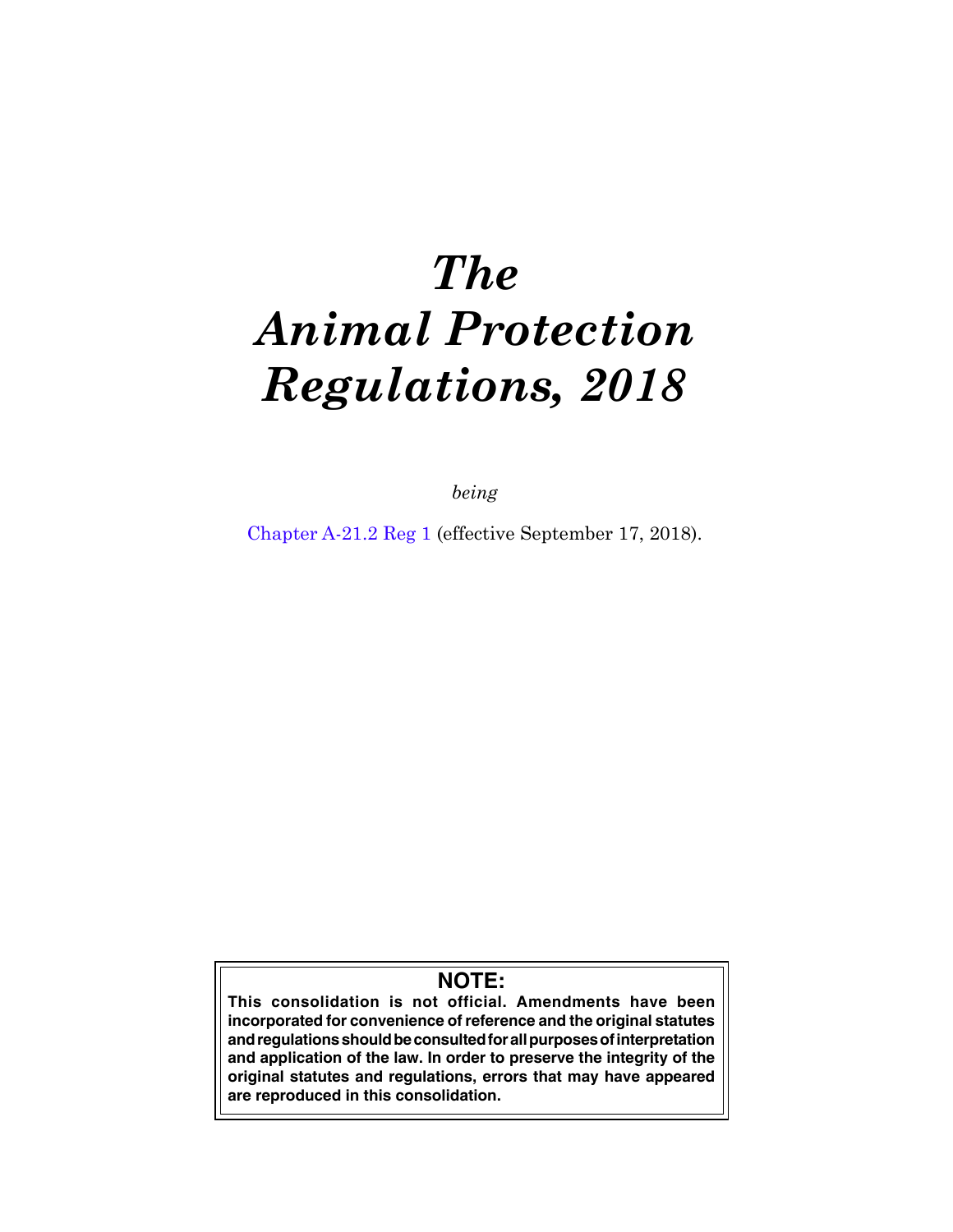# *The Animal Protection Regulations, 2018*

*being*

Chapter A-21.2 Reg 1 (effective September 17, 2018).

**NOTE:**

**This consolidation is not official. Amendments have been incorporated for convenience of reference and the original statutes and regulations should be consulted for all purposes of interpretation and application of the law. In order to preserve the integrity of the original statutes and regulations, errors that may have appeared are reproduced in this consolidation.**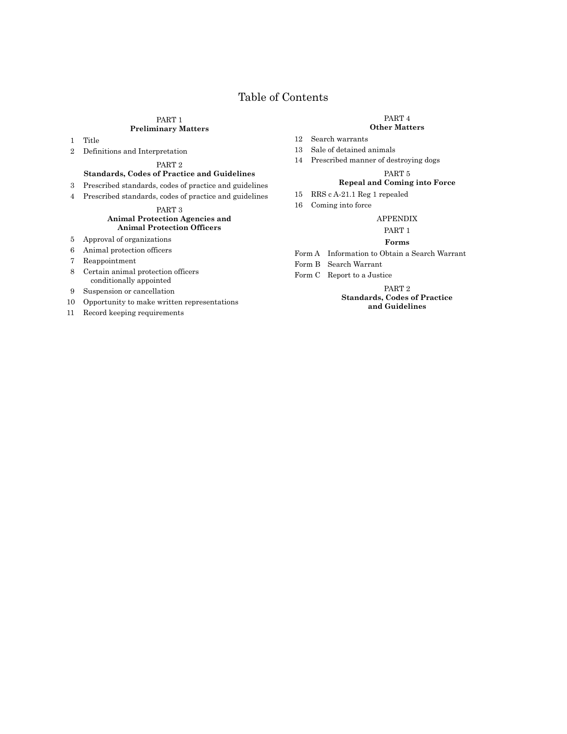# Table of Contents

PART 1
**Preliminary Matters**

1 Title

2 Definitions and Interpretation

PART 2
**Standards, Codes of Practice and Guidelines**

3 Prescribed standards, codes of practice and guidelines

4 Prescribed standards, codes of practice and guidelines

PART 3
**Animal Protection Agencies and Animal Protection Officers**

5 Approval of organizations

6 Animal protection officers

7 Reappointment

8 Certain animal protection officers conditionally appointed

9 Suspension or cancellation

10 Opportunity to make written representations

11 Record keeping requirements

PART 4
**Other Matters**

12 Search warrants

13 Sale of detained animals

14 Prescribed manner of destroying dogs

PART 5
**Repeal and Coming into Force**

15 RRS c A-21.1 Reg 1 repealed

16 Coming into force

APPENDIX

PART 1

**Forms**

Form A Information to Obtain a Search Warrant

Form B Search Warrant

Form C Report to a Justice

PART 2
**Standards, Codes of Practice and Guidelines**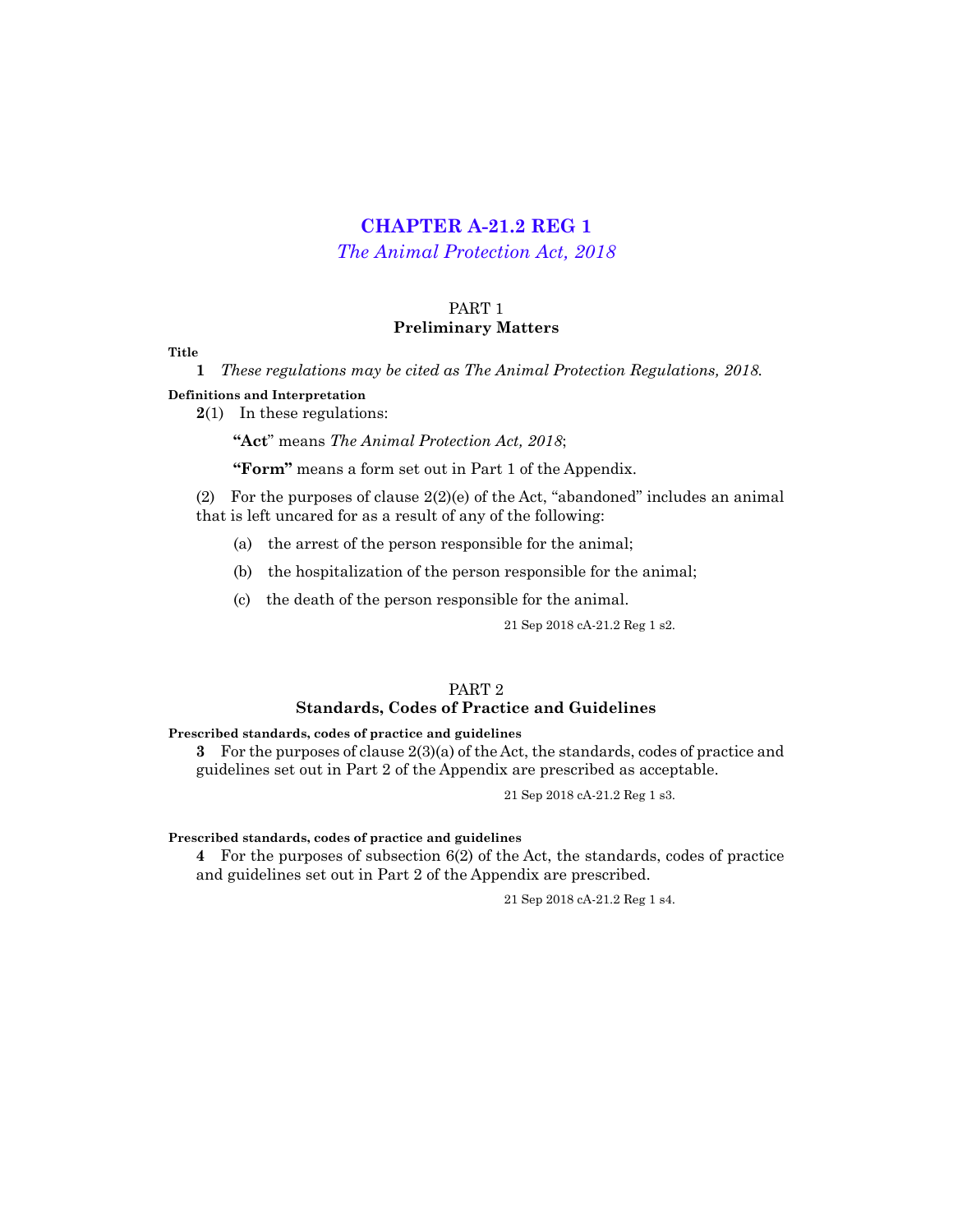# CHAPTER A-21.2 REG 1

*The Animal Protection Act, 2018*

## PART 1
## Preliminary Matters

**Title**

**1** *These regulations may be cited as The Animal Protection Regulations, 2018.*

**Definitions and Interpretation**

**2**(1) In these regulations:

**"Act"** means *The Animal Protection Act, 2018*;

**"Form"** means a form set out in Part 1 of the Appendix.

(2) For the purposes of clause 2(2)(e) of the Act, "abandoned" includes an animal that is left uncared for as a result of any of the following:

(a) the arrest of the person responsible for the animal;

(b) the hospitalization of the person responsible for the animal;

(c) the death of the person responsible for the animal.

21 Sep 2018 cA-21.2 Reg 1 s2.

## PART 2
## Standards, Codes of Practice and Guidelines

**Prescribed standards, codes of practice and guidelines**

**3** For the purposes of clause 2(3)(a) of the Act, the standards, codes of practice and guidelines set out in Part 2 of the Appendix are prescribed as acceptable.

21 Sep 2018 cA-21.2 Reg 1 s3.

**Prescribed standards, codes of practice and guidelines**

**4** For the purposes of subsection 6(2) of the Act, the standards, codes of practice and guidelines set out in Part 2 of the Appendix are prescribed.

21 Sep 2018 cA-21.2 Reg 1 s4.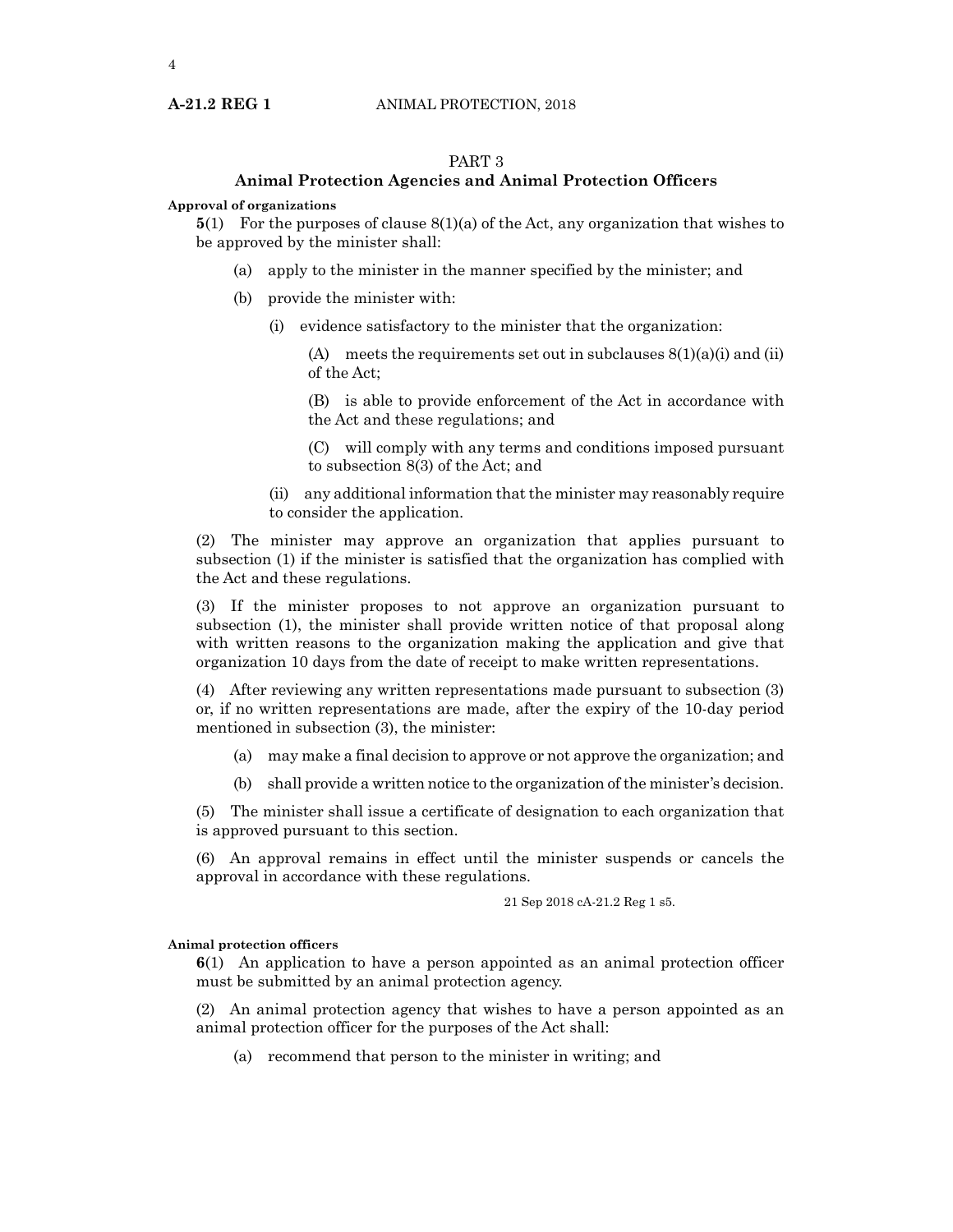## PART 3

## Animal Protection Agencies and Animal Protection Officers

**Approval of organizations**

**5**(1) For the purposes of clause 8(1)(a) of the Act, any organization that wishes to be approved by the minister shall:

- (a) apply to the minister in the manner specified by the minister; and
- (b) provide the minister with:
  - (i) evidence satisfactory to the minister that the organization:
    - (A) meets the requirements set out in subclauses 8(1)(a)(i) and (ii) of the Act;
    - (B) is able to provide enforcement of the Act in accordance with the Act and these regulations; and
    - (C) will comply with any terms and conditions imposed pursuant to subsection 8(3) of the Act; and
  - (ii) any additional information that the minister may reasonably require to consider the application.

(2) The minister may approve an organization that applies pursuant to subsection (1) if the minister is satisfied that the organization has complied with the Act and these regulations.

(3) If the minister proposes to not approve an organization pursuant to subsection (1), the minister shall provide written notice of that proposal along with written reasons to the organization making the application and give that organization 10 days from the date of receipt to make written representations.

(4) After reviewing any written representations made pursuant to subsection (3) or, if no written representations are made, after the expiry of the 10-day period mentioned in subsection (3), the minister:

- (a) may make a final decision to approve or not approve the organization; and
- (b) shall provide a written notice to the organization of the minister's decision.

(5) The minister shall issue a certificate of designation to each organization that is approved pursuant to this section.

(6) An approval remains in effect until the minister suspends or cancels the approval in accordance with these regulations.

21 Sep 2018 cA-21.2 Reg 1 s5.

**Animal protection officers**

**6**(1) An application to have a person appointed as an animal protection officer must be submitted by an animal protection agency.

(2) An animal protection agency that wishes to have a person appointed as an animal protection officer for the purposes of the Act shall:

- (a) recommend that person to the minister in writing; and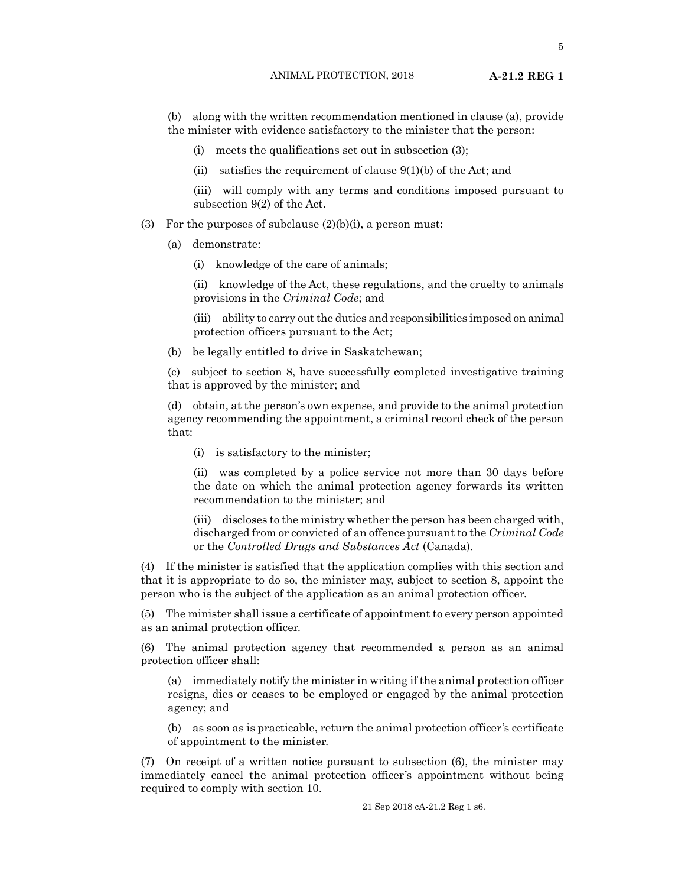(b) along with the written recommendation mentioned in clause (a), provide the minister with evidence satisfactory to the minister that the person:

(i) meets the qualifications set out in subsection (3);

(ii) satisfies the requirement of clause 9(1)(b) of the Act; and

(iii) will comply with any terms and conditions imposed pursuant to subsection 9(2) of the Act.

(3) For the purposes of subclause (2)(b)(i), a person must:

(a) demonstrate:

(i) knowledge of the care of animals;

(ii) knowledge of the Act, these regulations, and the cruelty to animals provisions in the *Criminal Code*; and

(iii) ability to carry out the duties and responsibilities imposed on animal protection officers pursuant to the Act;

(b) be legally entitled to drive in Saskatchewan;

(c) subject to section 8, have successfully completed investigative training that is approved by the minister; and

(d) obtain, at the person's own expense, and provide to the animal protection agency recommending the appointment, a criminal record check of the person that:

(i) is satisfactory to the minister;

(ii) was completed by a police service not more than 30 days before the date on which the animal protection agency forwards its written recommendation to the minister; and

(iii) discloses to the ministry whether the person has been charged with, discharged from or convicted of an offence pursuant to the *Criminal Code* or the *Controlled Drugs and Substances Act* (Canada).

(4) If the minister is satisfied that the application complies with this section and that it is appropriate to do so, the minister may, subject to section 8, appoint the person who is the subject of the application as an animal protection officer.

(5) The minister shall issue a certificate of appointment to every person appointed as an animal protection officer.

(6) The animal protection agency that recommended a person as an animal protection officer shall:

(a) immediately notify the minister in writing if the animal protection officer resigns, dies or ceases to be employed or engaged by the animal protection agency; and

(b) as soon as is practicable, return the animal protection officer's certificate of appointment to the minister.

(7) On receipt of a written notice pursuant to subsection (6), the minister may immediately cancel the animal protection officer's appointment without being required to comply with section 10.

21 Sep 2018 cA-21.2 Reg 1 s6.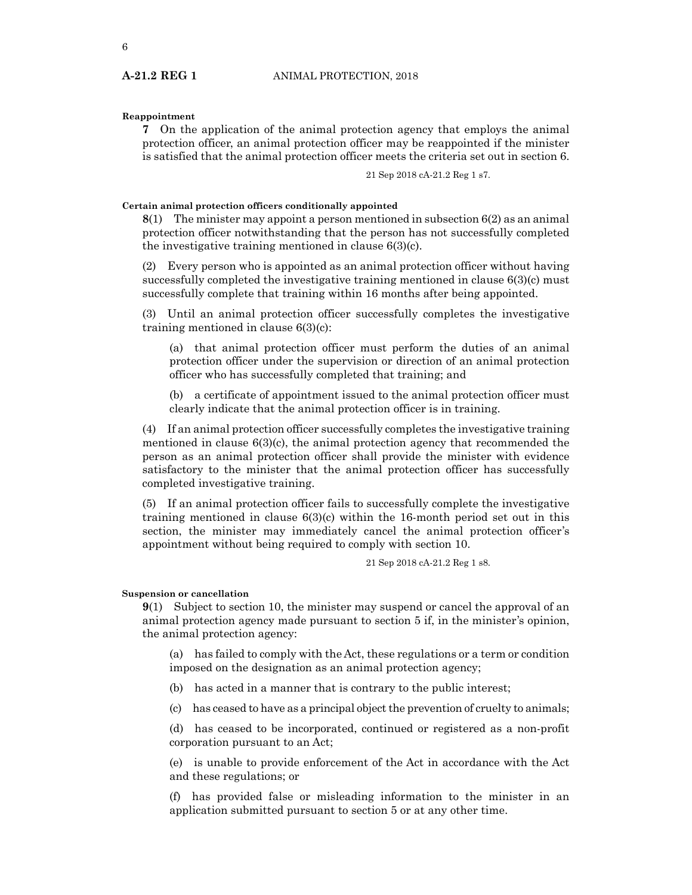**Reappointment**

**7** On the application of the animal protection agency that employs the animal protection officer, an animal protection officer may be reappointed if the minister is satisfied that the animal protection officer meets the criteria set out in section 6.

21 Sep 2018 cA-21.2 Reg 1 s7.

**Certain animal protection officers conditionally appointed**

**8**(1) The minister may appoint a person mentioned in subsection 6(2) as an animal protection officer notwithstanding that the person has not successfully completed the investigative training mentioned in clause 6(3)(c).

(2) Every person who is appointed as an animal protection officer without having successfully completed the investigative training mentioned in clause 6(3)(c) must successfully complete that training within 16 months after being appointed.

(3) Until an animal protection officer successfully completes the investigative training mentioned in clause 6(3)(c):

(a) that animal protection officer must perform the duties of an animal protection officer under the supervision or direction of an animal protection officer who has successfully completed that training; and

(b) a certificate of appointment issued to the animal protection officer must clearly indicate that the animal protection officer is in training.

(4) If an animal protection officer successfully completes the investigative training mentioned in clause 6(3)(c), the animal protection agency that recommended the person as an animal protection officer shall provide the minister with evidence satisfactory to the minister that the animal protection officer has successfully completed investigative training.

(5) If an animal protection officer fails to successfully complete the investigative training mentioned in clause 6(3)(c) within the 16-month period set out in this section, the minister may immediately cancel the animal protection officer's appointment without being required to comply with section 10.

21 Sep 2018 cA-21.2 Reg 1 s8.

**Suspension or cancellation**

**9**(1) Subject to section 10, the minister may suspend or cancel the approval of an animal protection agency made pursuant to section 5 if, in the minister's opinion, the animal protection agency:

(a) has failed to comply with the Act, these regulations or a term or condition imposed on the designation as an animal protection agency;

(b) has acted in a manner that is contrary to the public interest;

(c) has ceased to have as a principal object the prevention of cruelty to animals;

(d) has ceased to be incorporated, continued or registered as a non-profit corporation pursuant to an Act;

(e) is unable to provide enforcement of the Act in accordance with the Act and these regulations; or

(f) has provided false or misleading information to the minister in an application submitted pursuant to section 5 or at any other time.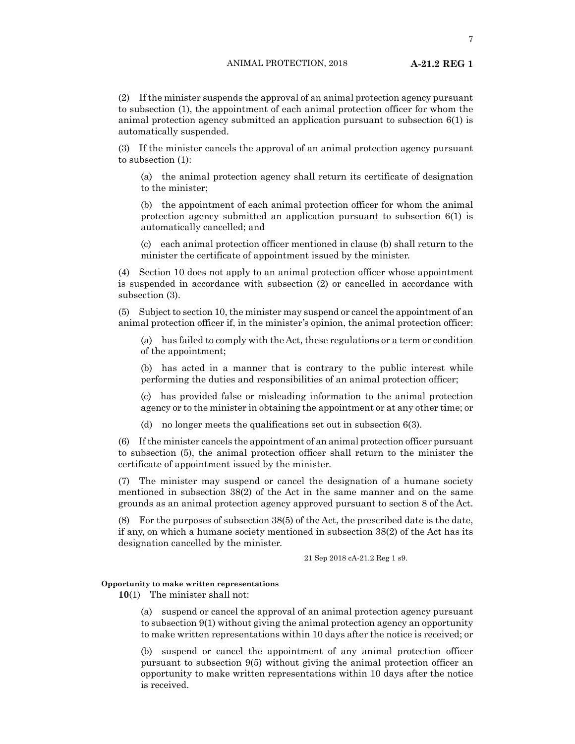(2) If the minister suspends the approval of an animal protection agency pursuant to subsection (1), the appointment of each animal protection officer for whom the animal protection agency submitted an application pursuant to subsection 6(1) is automatically suspended.

(3) If the minister cancels the approval of an animal protection agency pursuant to subsection (1):

(a) the animal protection agency shall return its certificate of designation to the minister;

(b) the appointment of each animal protection officer for whom the animal protection agency submitted an application pursuant to subsection 6(1) is automatically cancelled; and

(c) each animal protection officer mentioned in clause (b) shall return to the minister the certificate of appointment issued by the minister.

(4) Section 10 does not apply to an animal protection officer whose appointment is suspended in accordance with subsection (2) or cancelled in accordance with subsection (3).

(5) Subject to section 10, the minister may suspend or cancel the appointment of an animal protection officer if, in the minister's opinion, the animal protection officer:

(a) has failed to comply with the Act, these regulations or a term or condition of the appointment;

(b) has acted in a manner that is contrary to the public interest while performing the duties and responsibilities of an animal protection officer;

(c) has provided false or misleading information to the animal protection agency or to the minister in obtaining the appointment or at any other time; or

(d) no longer meets the qualifications set out in subsection 6(3).

(6) If the minister cancels the appointment of an animal protection officer pursuant to subsection (5), the animal protection officer shall return to the minister the certificate of appointment issued by the minister.

(7) The minister may suspend or cancel the designation of a humane society mentioned in subsection 38(2) of the Act in the same manner and on the same grounds as an animal protection agency approved pursuant to section 8 of the Act.

(8) For the purposes of subsection 38(5) of the Act, the prescribed date is the date, if any, on which a humane society mentioned in subsection 38(2) of the Act has its designation cancelled by the minister.

21 Sep 2018 cA-21.2 Reg 1 s9.

**Opportunity to make written representations**

**10**(1) The minister shall not:

(a) suspend or cancel the approval of an animal protection agency pursuant to subsection 9(1) without giving the animal protection agency an opportunity to make written representations within 10 days after the notice is received; or

(b) suspend or cancel the appointment of any animal protection officer pursuant to subsection 9(5) without giving the animal protection officer an opportunity to make written representations within 10 days after the notice is received.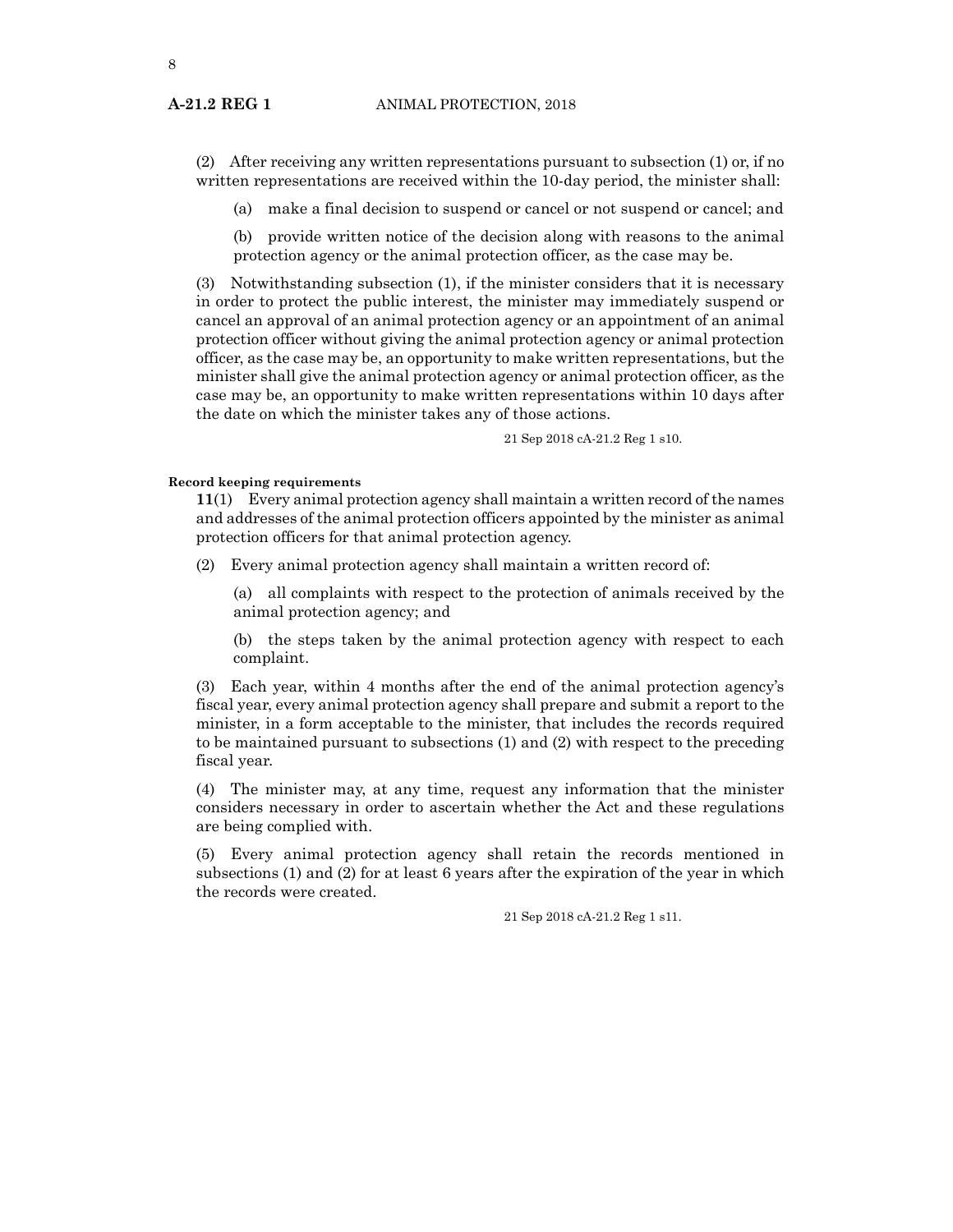(2) After receiving any written representations pursuant to subsection (1) or, if no written representations are received within the 10-day period, the minister shall:

(a) make a final decision to suspend or cancel or not suspend or cancel; and

(b) provide written notice of the decision along with reasons to the animal protection agency or the animal protection officer, as the case may be.

(3) Notwithstanding subsection (1), if the minister considers that it is necessary in order to protect the public interest, the minister may immediately suspend or cancel an approval of an animal protection agency or an appointment of an animal protection officer without giving the animal protection agency or animal protection officer, as the case may be, an opportunity to make written representations, but the minister shall give the animal protection agency or animal protection officer, as the case may be, an opportunity to make written representations within 10 days after the date on which the minister takes any of those actions.

21 Sep 2018 cA-21.2 Reg 1 s10.

**Record keeping requirements**

**11**(1) Every animal protection agency shall maintain a written record of the names and addresses of the animal protection officers appointed by the minister as animal protection officers for that animal protection agency.

(2) Every animal protection agency shall maintain a written record of:

(a) all complaints with respect to the protection of animals received by the animal protection agency; and

(b) the steps taken by the animal protection agency with respect to each complaint.

(3) Each year, within 4 months after the end of the animal protection agency's fiscal year, every animal protection agency shall prepare and submit a report to the minister, in a form acceptable to the minister, that includes the records required to be maintained pursuant to subsections (1) and (2) with respect to the preceding fiscal year.

(4) The minister may, at any time, request any information that the minister considers necessary in order to ascertain whether the Act and these regulations are being complied with.

(5) Every animal protection agency shall retain the records mentioned in subsections (1) and (2) for at least 6 years after the expiration of the year in which the records were created.

21 Sep 2018 cA-21.2 Reg 1 s11.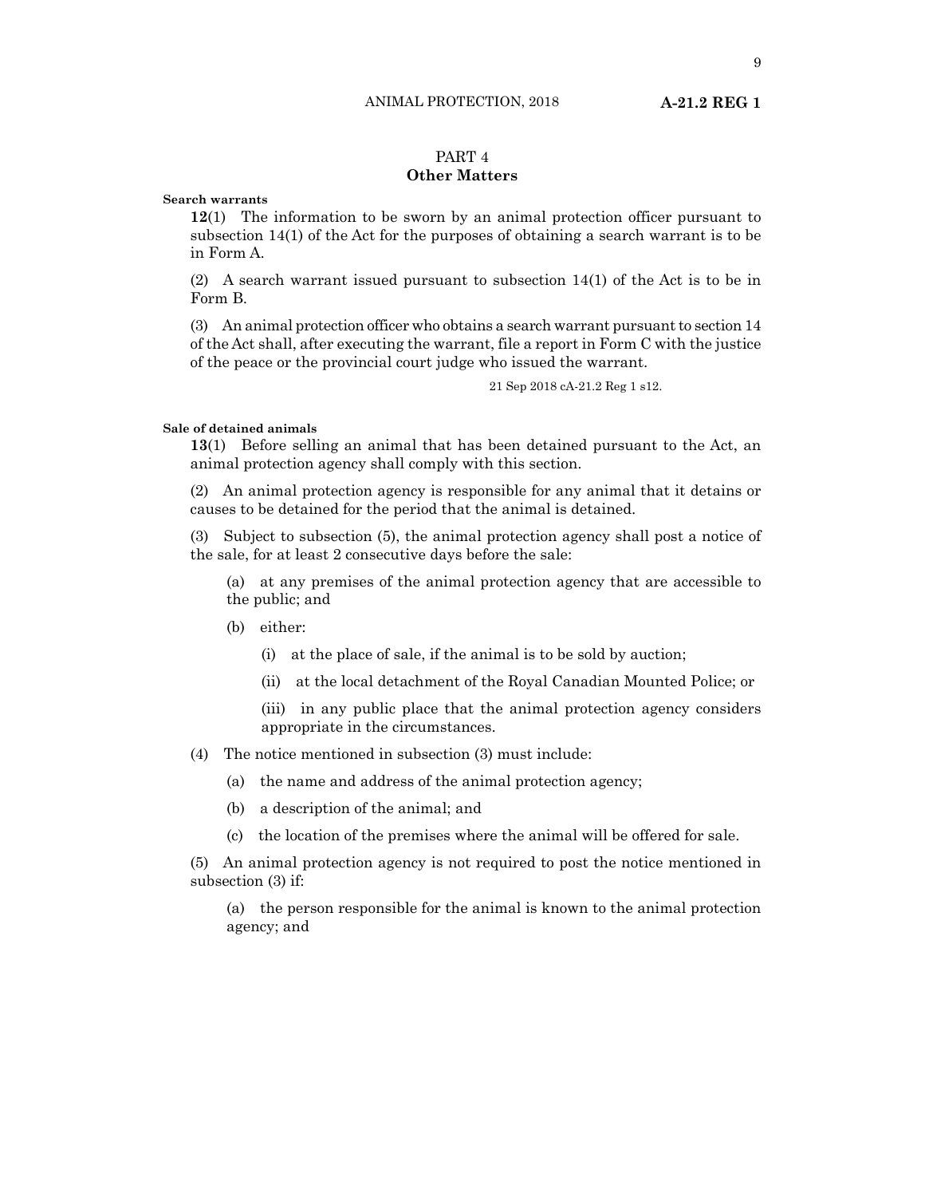## PART 4
## Other Matters

**Search warrants**

**12**(1) The information to be sworn by an animal protection officer pursuant to subsection 14(1) of the Act for the purposes of obtaining a search warrant is to be in Form A.

(2) A search warrant issued pursuant to subsection 14(1) of the Act is to be in Form B.

(3) An animal protection officer who obtains a search warrant pursuant to section 14 of the Act shall, after executing the warrant, file a report in Form C with the justice of the peace or the provincial court judge who issued the warrant.

21 Sep 2018 cA-21.2 Reg 1 s12.

**Sale of detained animals**

**13**(1) Before selling an animal that has been detained pursuant to the Act, an animal protection agency shall comply with this section.

(2) An animal protection agency is responsible for any animal that it detains or causes to be detained for the period that the animal is detained.

(3) Subject to subsection (5), the animal protection agency shall post a notice of the sale, for at least 2 consecutive days before the sale:

(a) at any premises of the animal protection agency that are accessible to the public; and

(b) either:

(i) at the place of sale, if the animal is to be sold by auction;

(ii) at the local detachment of the Royal Canadian Mounted Police; or

(iii) in any public place that the animal protection agency considers appropriate in the circumstances.

(4) The notice mentioned in subsection (3) must include:

(a) the name and address of the animal protection agency;

(b) a description of the animal; and

(c) the location of the premises where the animal will be offered for sale.

(5) An animal protection agency is not required to post the notice mentioned in subsection (3) if:

(a) the person responsible for the animal is known to the animal protection agency; and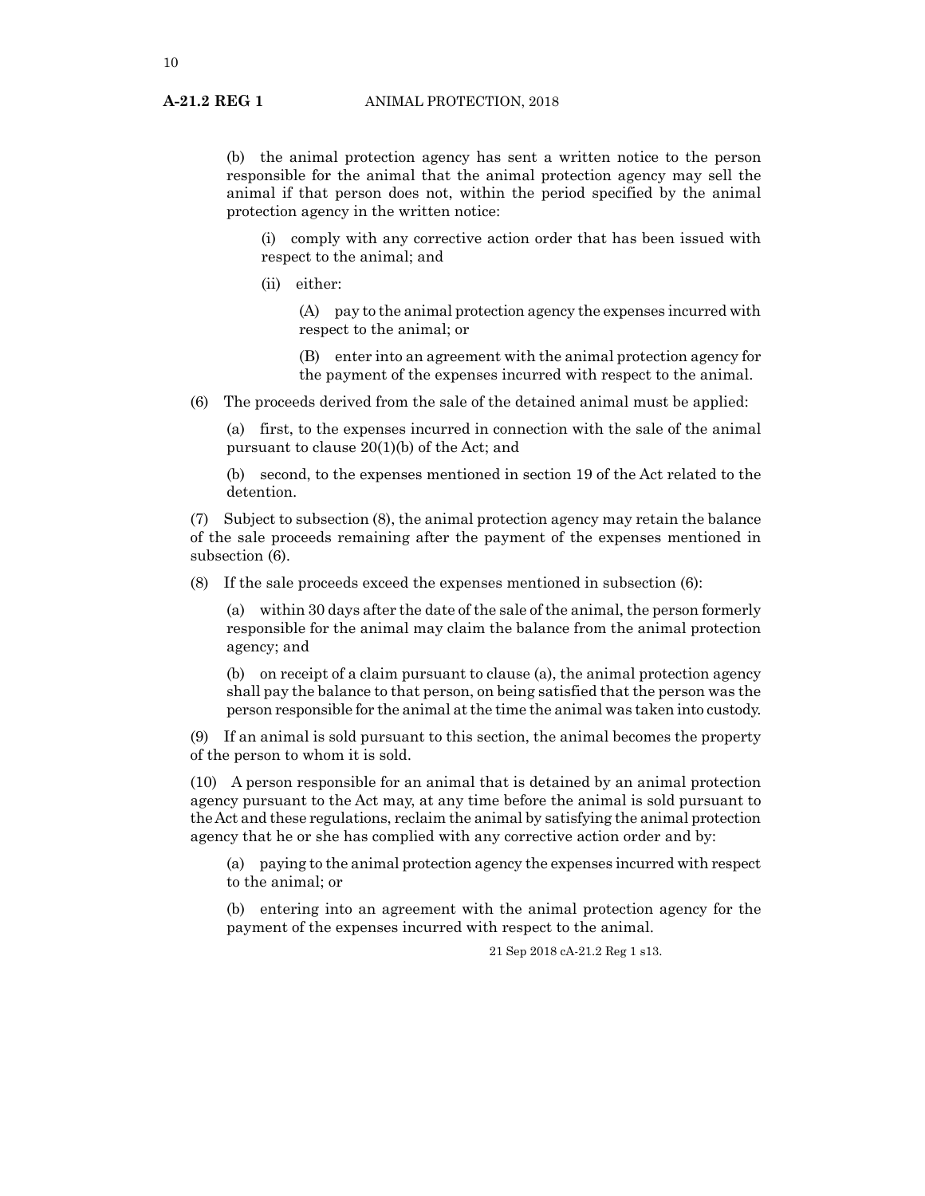(b) the animal protection agency has sent a written notice to the person responsible for the animal that the animal protection agency may sell the animal if that person does not, within the period specified by the animal protection agency in the written notice:

(i) comply with any corrective action order that has been issued with respect to the animal; and

(ii) either:

(A) pay to the animal protection agency the expenses incurred with respect to the animal; or

(B) enter into an agreement with the animal protection agency for the payment of the expenses incurred with respect to the animal.

(6) The proceeds derived from the sale of the detained animal must be applied:

(a) first, to the expenses incurred in connection with the sale of the animal pursuant to clause 20(1)(b) of the Act; and

(b) second, to the expenses mentioned in section 19 of the Act related to the detention.

(7) Subject to subsection (8), the animal protection agency may retain the balance of the sale proceeds remaining after the payment of the expenses mentioned in subsection (6).

(8) If the sale proceeds exceed the expenses mentioned in subsection (6):

(a) within 30 days after the date of the sale of the animal, the person formerly responsible for the animal may claim the balance from the animal protection agency; and

(b) on receipt of a claim pursuant to clause (a), the animal protection agency shall pay the balance to that person, on being satisfied that the person was the person responsible for the animal at the time the animal was taken into custody.

(9) If an animal is sold pursuant to this section, the animal becomes the property of the person to whom it is sold.

(10) A person responsible for an animal that is detained by an animal protection agency pursuant to the Act may, at any time before the animal is sold pursuant to the Act and these regulations, reclaim the animal by satisfying the animal protection agency that he or she has complied with any corrective action order and by:

(a) paying to the animal protection agency the expenses incurred with respect to the animal; or

(b) entering into an agreement with the animal protection agency for the payment of the expenses incurred with respect to the animal.

21 Sep 2018 cA-21.2 Reg 1 s13.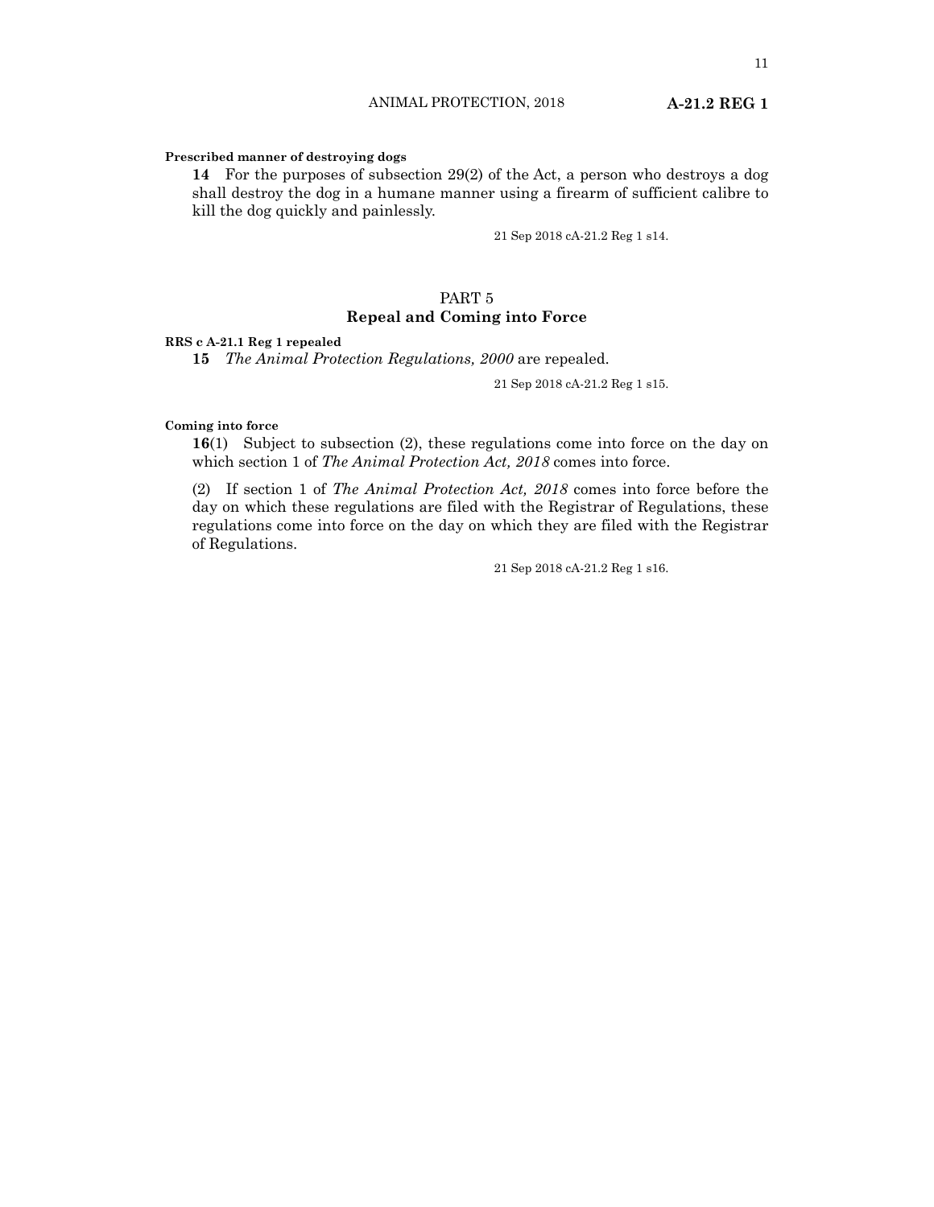**Prescribed manner of destroying dogs**

**14** For the purposes of subsection 29(2) of the Act, a person who destroys a dog shall destroy the dog in a humane manner using a firearm of sufficient calibre to kill the dog quickly and painlessly.

21 Sep 2018 cA-21.2 Reg 1 s14.

## PART 5
## Repeal and Coming into Force

**RRS c A-21.1 Reg 1 repealed**

**15** *The Animal Protection Regulations, 2000* are repealed.

21 Sep 2018 cA-21.2 Reg 1 s15.

**Coming into force**

**16**(1) Subject to subsection (2), these regulations come into force on the day on which section 1 of *The Animal Protection Act, 2018* comes into force.

(2) If section 1 of *The Animal Protection Act, 2018* comes into force before the day on which these regulations are filed with the Registrar of Regulations, these regulations come into force on the day on which they are filed with the Registrar of Regulations.

21 Sep 2018 cA-21.2 Reg 1 s16.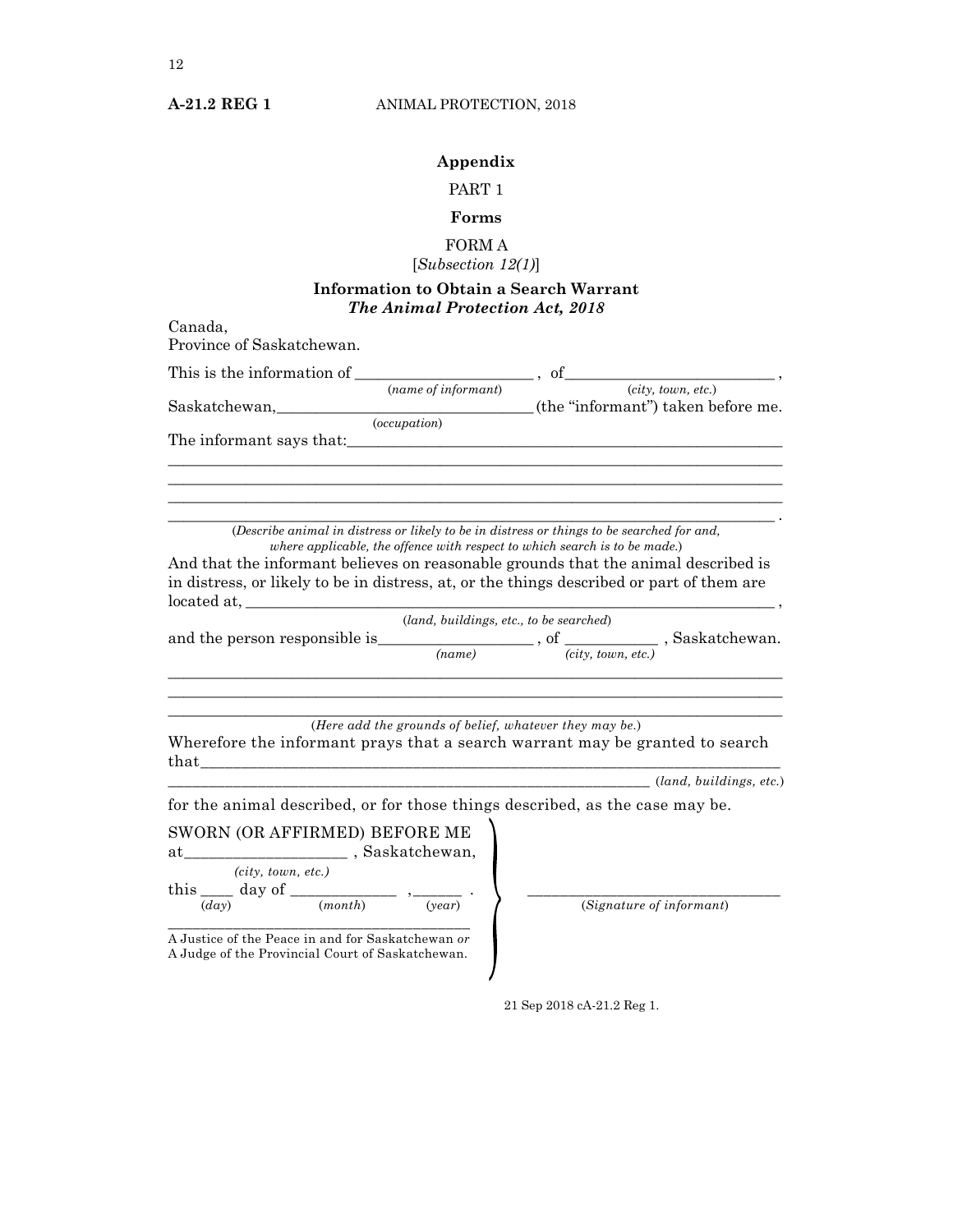## Appendix

PART 1

**Forms**

FORM A
[*Subsection 12(1)*]

### Information to Obtain a Search Warrant
### *The Animal Protection Act, 2018*

Canada,
Province of Saskatchewan.

This is the information of ______________________ , of__________________________ ,
(*name of informant*) (*city, town, etc.*)
Saskatchewan,________________________________ (the "informant") taken before me.
(*occupation*)

The informant says that:________________________________________________________
______________________________________________________________________________
______________________________________________________________________________
______________________________________________________________________________
______________________________________________________________________________ .
(*Describe animal in distress or likely to be in distress or things to be searched for and, where applicable, the offence with respect to which search is to be made.*)

And that the informant believes on reasonable grounds that the animal described is in distress, or likely to be in distress, at, or the things described or part of them are located at, ________________________________________________________________ ,
(*land, buildings, etc., to be searched*)
and the person responsible is___________________ , of ___________ , Saskatchewan.
(*name*) (*city, town, etc.*)
______________________________________________________________________________
______________________________________________________________________________
______________________________________________________________________________
(*Here add the grounds of belief, whatever they may be.*)

Wherefore the informant prays that a search warrant may be granted to search that__________________________________________________________________________
_____________________________________________________________ (*land, buildings, etc.*)
for the animal described, or for those things described, as the case may be.

SWORN (OR AFFIRMED) BEFORE ME
at___________________ , Saskatchewan,
(*city, town, etc.*)
this ____ day of _____________ ,______ .
(*day*) (*month*) (*year*)

________________________________________
A Justice of the Peace in and for Saskatchewan *or*
A Judge of the Provincial Court of Saskatchewan.

________________________________
(*Signature of informant*)

21 Sep 2018 cA-21.2 Reg 1.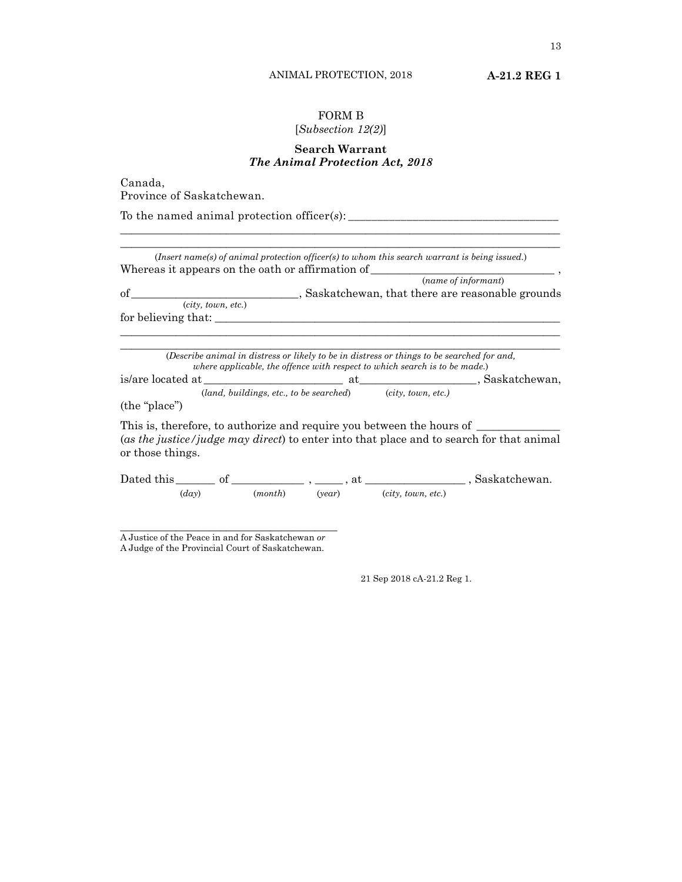# FORM B

[*Subsection 12(2)*]

## Search Warrant

## *The Animal Protection Act, 2018*

Canada,
Province of Saskatchewan.

To the named animal protection officer(*s*): ___________________________________
________________________________________________________________________________
________________________________________________________________________________

(*Insert name(s) of animal protection officer(s) to whom this search warrant is being issued.*)

Whereas it appears on the oath or affirmation of ________________________________ ,
(*name of informant*)

of ____________________________, Saskatchewan, that there are reasonable grounds
(*city, town, etc.*)

for believing that: ______________________________________________________________
________________________________________________________________________________
________________________________________________________________________________

(*Describe animal in distress or likely to be in distress or things to be searched for and, where applicable, the offence with respect to which search is to be made.*)

is/are located at ________________________ at ____________________, Saskatchewan,
(*land, buildings, etc., to be searched*) (*city, town, etc.*)

(the "place")

This is, therefore, to authorize and require you between the hours of ______________ (*as the justice/judge may direct*) to enter into that place and to search for that animal or those things.

Dated this _______ of ____________ , _____ , at _________________ , Saskatchewan.
(*day*) (*month*) (*year*) (*city, town, etc.*)

__________________________________________

A Justice of the Peace in and for Saskatchewan *or*
A Judge of the Provincial Court of Saskatchewan.

21 Sep 2018 cA-21.2 Reg 1.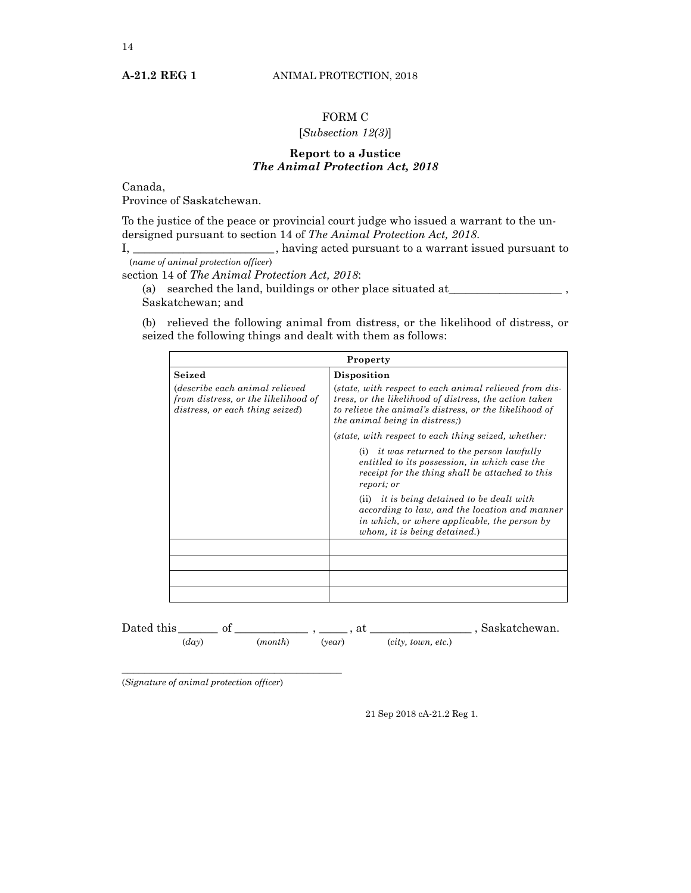# FORM C

[*Subsection 12(3)*]

## Report to a Justice
### *The Animal Protection Act, 2018*

Canada,
Province of Saskatchewan.

To the justice of the peace or provincial court judge who issued a warrant to the undersigned pursuant to section 14 of *The Animal Protection Act, 2018*.

I, ________________________ , having acted pursuant to a warrant issued pursuant to
(*name of animal protection officer*)
section 14 of *The Animal Protection Act, 2018*:

(a) searched the land, buildings or other place situated at___________________ , Saskatchewan; and

(b) relieved the following animal from distress, or the likelihood of distress, or seized the following things and dealt with them as follows:

| **Property** | |
|---|---|
| **Seized**<br>(*describe each animal relieved from distress, or the likelihood of distress, or each thing seized*) | **Disposition**<br>(*state, with respect to each animal relieved from distress, or the likelihood of distress, the action taken to relieve the animal's distress, or the likelihood of the animal being in distress;*)<br>(*state, with respect to each thing seized, whether:*<br>(i) *it was returned to the person lawfully entitled to its possession, in which case the receipt for the thing shall be attached to this report; or*<br>(ii) *it is being detained to be dealt with according to law, and the location and manner in which, or where applicable, the person by whom, it is being detained.*) |
| | |
| | |
| | |
| | |

Dated this _______ of ____________ , _____ , at _________________ , Saskatchewan.
(*day*) (*month*) (*year*) (*city, town, etc.*)

_________________________________________
(*Signature of animal protection officer*)

21 Sep 2018 cA-21.2 Reg 1.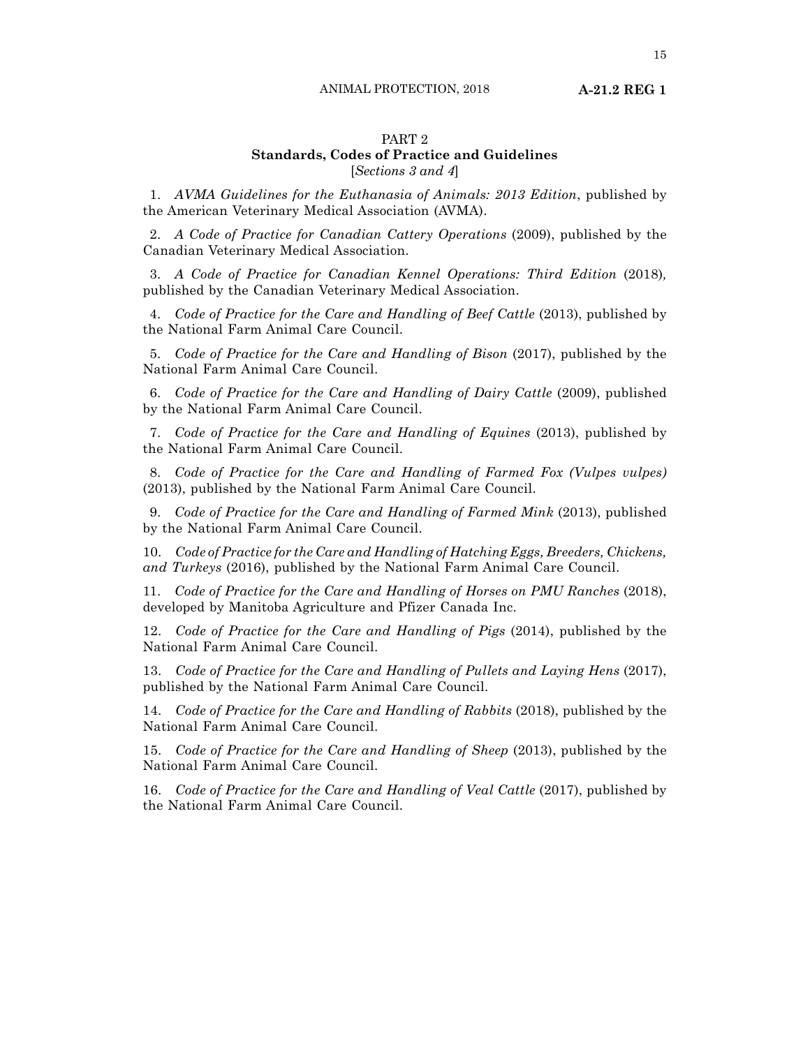## PART 2

### Standards, Codes of Practice and Guidelines

[*Sections 3 and 4*]

1. *AVMA Guidelines for the Euthanasia of Animals: 2013 Edition*, published by the American Veterinary Medical Association (AVMA).

2. *A Code of Practice for Canadian Cattery Operations* (2009), published by the Canadian Veterinary Medical Association.

3. *A Code of Practice for Canadian Kennel Operations: Third Edition* (2018), published by the Canadian Veterinary Medical Association.

4. *Code of Practice for the Care and Handling of Beef Cattle* (2013), published by the National Farm Animal Care Council.

5. *Code of Practice for the Care and Handling of Bison* (2017), published by the National Farm Animal Care Council.

6. *Code of Practice for the Care and Handling of Dairy Cattle* (2009), published by the National Farm Animal Care Council.

7. *Code of Practice for the Care and Handling of Equines* (2013), published by the National Farm Animal Care Council.

8. *Code of Practice for the Care and Handling of Farmed Fox (Vulpes vulpes)* (2013), published by the National Farm Animal Care Council.

9. *Code of Practice for the Care and Handling of Farmed Mink* (2013), published by the National Farm Animal Care Council.

10. *Code of Practice for the Care and Handling of Hatching Eggs, Breeders, Chickens, and Turkeys* (2016), published by the National Farm Animal Care Council.

11. *Code of Practice for the Care and Handling of Horses on PMU Ranches* (2018), developed by Manitoba Agriculture and Pfizer Canada Inc.

12. *Code of Practice for the Care and Handling of Pigs* (2014), published by the National Farm Animal Care Council.

13. *Code of Practice for the Care and Handling of Pullets and Laying Hens* (2017), published by the National Farm Animal Care Council.

14. *Code of Practice for the Care and Handling of Rabbits* (2018), published by the National Farm Animal Care Council.

15. *Code of Practice for the Care and Handling of Sheep* (2013), published by the National Farm Animal Care Council.

16. *Code of Practice for the Care and Handling of Veal Cattle* (2017), published by the National Farm Animal Care Council.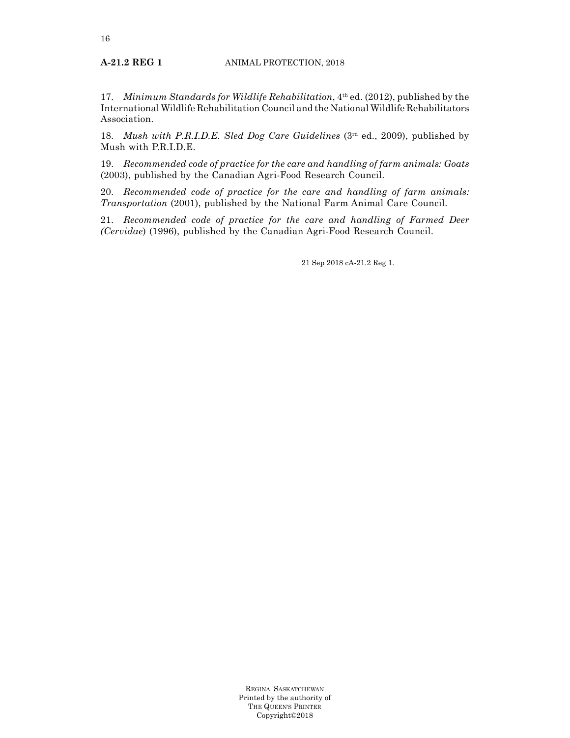17. *Minimum Standards for Wildlife Rehabilitation*, 4th ed. (2012), published by the International Wildlife Rehabilitation Council and the National Wildlife Rehabilitators Association.

18. *Mush with P.R.I.D.E. Sled Dog Care Guidelines* (3rd ed., 2009), published by Mush with P.R.I.D.E.

19. *Recommended code of practice for the care and handling of farm animals: Goats* (2003), published by the Canadian Agri-Food Research Council.

20. *Recommended code of practice for the care and handling of farm animals: Transportation* (2001), published by the National Farm Animal Care Council.

21. *Recommended code of practice for the care and handling of Farmed Deer (Cervidae*) (1996), published by the Canadian Agri-Food Research Council.

21 Sep 2018 cA-21.2 Reg 1.

REGINA, SASKATCHEWAN
Printed by the authority of
THE QUEEN'S PRINTER
Copyright©2018